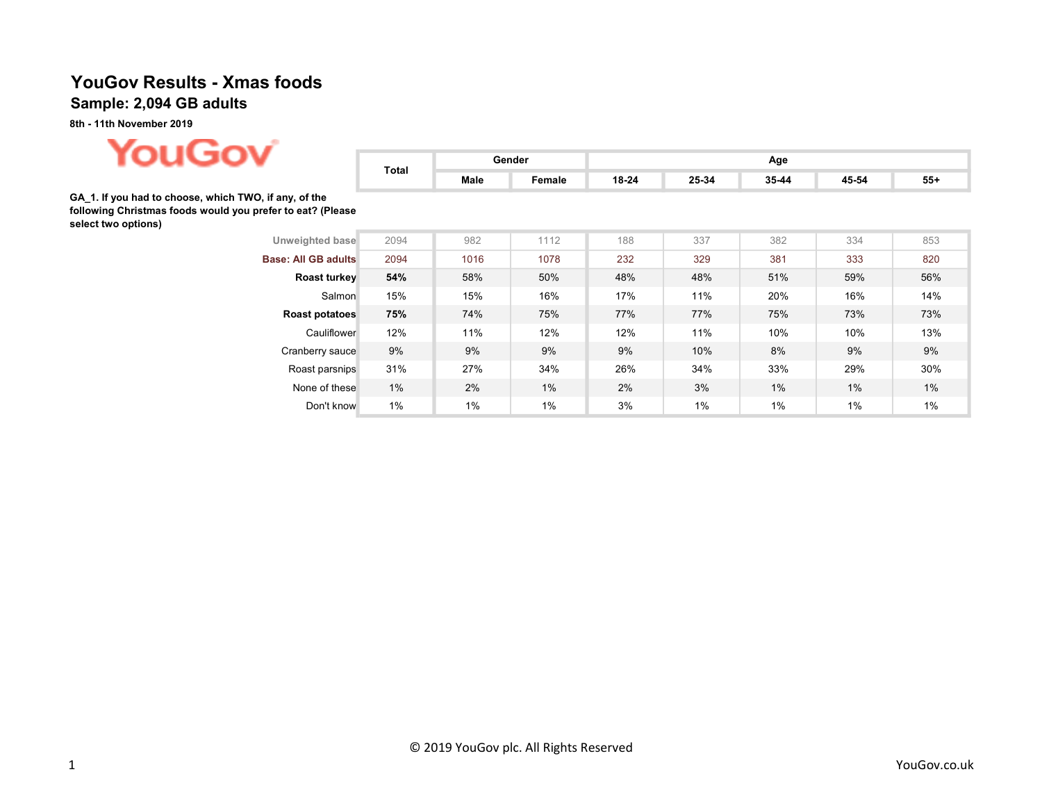# YouGov Results - Xmas foods

## Sample: 2,094 GB adults

**8th - 11th November 2019**

**GA_1. If you had to choose, which TWO, if any, of the following Christmas foods would you prefer to eat? (Please select two options)**

| | Total | Gender | | Age | | | | |
|---|---|---|---|---|---|---|---|---|
| | | Male | Female | 18-24 | 25-34 | 35-44 | 45-54 | 55+ |
| Unweighted base | 2094 | 982 | 1112 | 188 | 337 | 382 | 334 | 853 |
| Base: All GB adults | 2094 | 1016 | 1078 | 232 | 329 | 381 | 333 | 820 |
| **Roast turkey** | **54%** | 58% | 50% | 48% | 48% | 51% | 59% | 56% |
| Salmon | 15% | 15% | 16% | 17% | 11% | 20% | 16% | 14% |
| **Roast potatoes** | **75%** | 74% | 75% | 77% | 77% | 75% | 73% | 73% |
| Cauliflower | 12% | 11% | 12% | 12% | 11% | 10% | 10% | 13% |
| Cranberry sauce | 9% | 9% | 9% | 9% | 10% | 8% | 9% | 9% |
| Roast parsnips | 31% | 27% | 34% | 26% | 34% | 33% | 29% | 30% |
| None of these | 1% | 2% | 1% | 2% | 3% | 1% | 1% | 1% |
| Don't know | 1% | 1% | 1% | 3% | 1% | 1% | 1% | 1% |

© 2019 YouGov plc. All Rights Reserved

YouGov.co.uk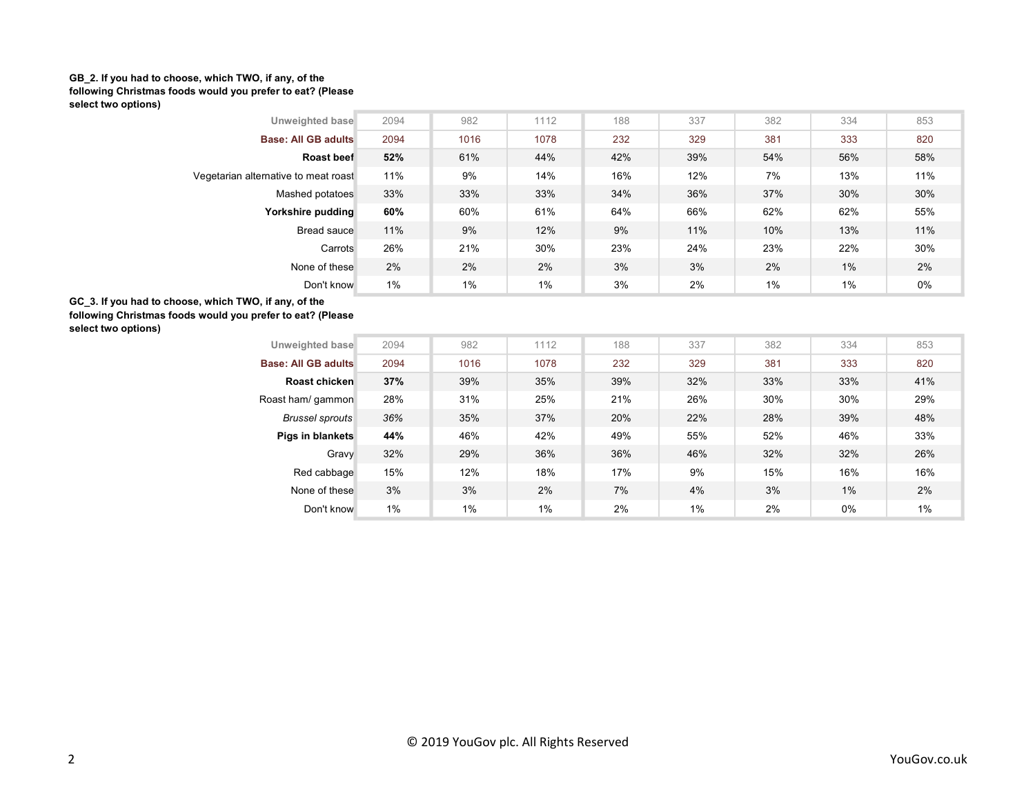**GB_2. If you had to choose, which TWO, if any, of the following Christmas foods would you prefer to eat? (Please select two options)**

| | | | | | | | | |
|---|---|---|---|---|---|---|---|---|
| Unweighted base | 2094 | 982 | 1112 | 188 | 337 | 382 | 334 | 853 |
| **Base: All GB adults** | 2094 | 1016 | 1078 | 232 | 329 | 381 | 333 | 820 |
| **Roast beef** | **52%** | 61% | 44% | 42% | 39% | 54% | 56% | 58% |
| Vegetarian alternative to meat roast | 11% | 9% | 14% | 16% | 12% | 7% | 13% | 11% |
| Mashed potatoes | 33% | 33% | 33% | 34% | 36% | 37% | 30% | 30% |
| **Yorkshire pudding** | **60%** | 60% | 61% | 64% | 66% | 62% | 62% | 55% |
| Bread sauce | 11% | 9% | 12% | 9% | 11% | 10% | 13% | 11% |
| Carrots | 26% | 21% | 30% | 23% | 24% | 23% | 22% | 30% |
| None of these | 2% | 2% | 2% | 3% | 3% | 2% | 1% | 2% |
| Don't know | 1% | 1% | 1% | 3% | 2% | 1% | 1% | 0% |

**GC_3. If you had to choose, which TWO, if any, of the following Christmas foods would you prefer to eat? (Please select two options)**

| | | | | | | | | |
|---|---|---|---|---|---|---|---|---|
| Unweighted base | 2094 | 982 | 1112 | 188 | 337 | 382 | 334 | 853 |
| **Base: All GB adults** | 2094 | 1016 | 1078 | 232 | 329 | 381 | 333 | 820 |
| **Roast chicken** | **37%** | 39% | 35% | 39% | 32% | 33% | 33% | 41% |
| Roast ham/ gammon | 28% | 31% | 25% | 21% | 26% | 30% | 30% | 29% |
| *Brussel sprouts* | *36%* | 35% | 37% | 20% | 22% | 28% | 39% | 48% |
| **Pigs in blankets** | **44%** | 46% | 42% | 49% | 55% | 52% | 46% | 33% |
| Gravy | 32% | 29% | 36% | 36% | 46% | 32% | 32% | 26% |
| Red cabbage | 15% | 12% | 18% | 17% | 9% | 15% | 16% | 16% |
| None of these | 3% | 3% | 2% | 7% | 4% | 3% | 1% | 2% |
| Don't know | 1% | 1% | 1% | 2% | 1% | 2% | 0% | 1% |

© 2019 YouGov plc. All Rights Reserved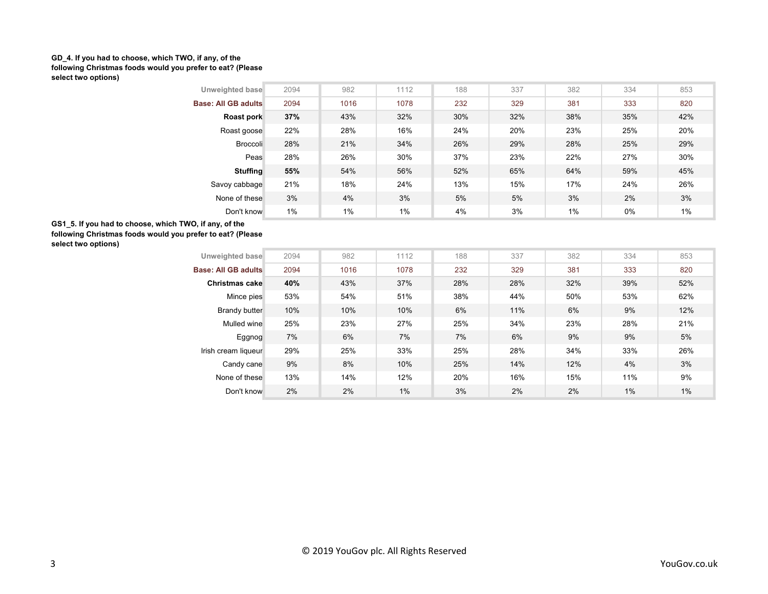**GD_4. If you had to choose, which TWO, if any, of the following Christmas foods would you prefer to eat? (Please select two options)**

| | | | | | | | | |
|---|---|---|---|---|---|---|---|---|
| Unweighted base | 2094 | 982 | 1112 | 188 | 337 | 382 | 334 | 853 |
| Base: All GB adults | 2094 | 1016 | 1078 | 232 | 329 | 381 | 333 | 820 |
| **Roast pork** | **37%** | 43% | 32% | 30% | 32% | 38% | 35% | 42% |
| Roast goose | 22% | 28% | 16% | 24% | 20% | 23% | 25% | 20% |
| Broccoli | 28% | 21% | 34% | 26% | 29% | 28% | 25% | 29% |
| Peas | 28% | 26% | 30% | 37% | 23% | 22% | 27% | 30% |
| **Stuffing** | **55%** | 54% | 56% | 52% | 65% | 64% | 59% | 45% |
| Savoy cabbage | 21% | 18% | 24% | 13% | 15% | 17% | 24% | 26% |
| None of these | 3% | 4% | 3% | 5% | 5% | 3% | 2% | 3% |
| Don't know | 1% | 1% | 1% | 4% | 3% | 1% | 0% | 1% |

**GS1_5. If you had to choose, which TWO, if any, of the following Christmas foods would you prefer to eat? (Please select two options)**

| | | | | | | | | |
|---|---|---|---|---|---|---|---|---|
| Unweighted base | 2094 | 982 | 1112 | 188 | 337 | 382 | 334 | 853 |
| Base: All GB adults | 2094 | 1016 | 1078 | 232 | 329 | 381 | 333 | 820 |
| **Christmas cake** | **40%** | 43% | 37% | 28% | 28% | 32% | 39% | 52% |
| Mince pies | 53% | 54% | 51% | 38% | 44% | 50% | 53% | 62% |
| Brandy butter | 10% | 10% | 10% | 6% | 11% | 6% | 9% | 12% |
| Mulled wine | 25% | 23% | 27% | 25% | 34% | 23% | 28% | 21% |
| Eggnog | 7% | 6% | 7% | 7% | 6% | 9% | 9% | 5% |
| Irish cream liqueur | 29% | 25% | 33% | 25% | 28% | 34% | 33% | 26% |
| Candy cane | 9% | 8% | 10% | 25% | 14% | 12% | 4% | 3% |
| None of these | 13% | 14% | 12% | 20% | 16% | 15% | 11% | 9% |
| Don't know | 2% | 2% | 1% | 3% | 2% | 2% | 1% | 1% |

© 2019 YouGov plc. All Rights Reserved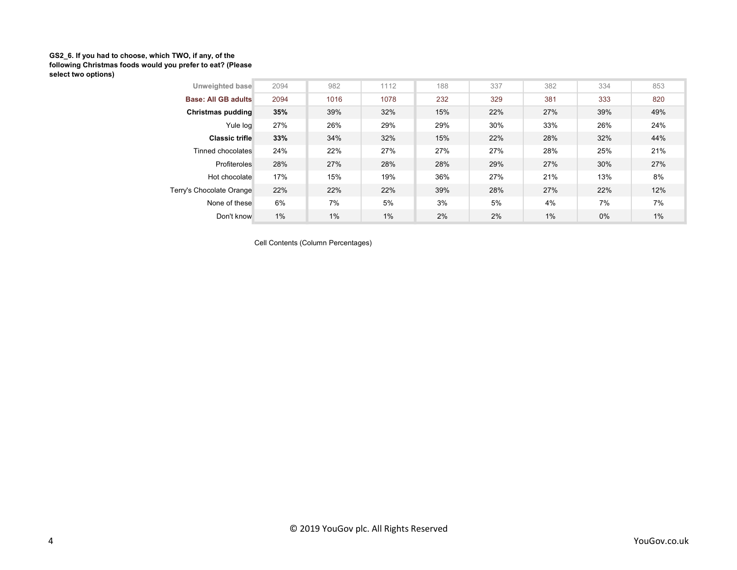**GS2_6. If you had to choose, which TWO, if any, of the following Christmas foods would you prefer to eat? (Please select two options)**

| | | | | | | | | |
|---|---|---|---|---|---|---|---|---|
| Unweighted base | 2094 | 982 | 1112 | 188 | 337 | 382 | 334 | 853 |
| **Base: All GB adults** | 2094 | 1016 | 1078 | 232 | 329 | 381 | 333 | 820 |
| **Christmas pudding** | **35%** | 39% | 32% | 15% | 22% | 27% | 39% | 49% |
| Yule log | 27% | 26% | 29% | 29% | 30% | 33% | 26% | 24% |
| **Classic trifle** | **33%** | 34% | 32% | 15% | 22% | 28% | 32% | 44% |
| Tinned chocolates | 24% | 22% | 27% | 27% | 27% | 28% | 25% | 21% |
| Profiteroles | 28% | 27% | 28% | 28% | 29% | 27% | 30% | 27% |
| Hot chocolate | 17% | 15% | 19% | 36% | 27% | 21% | 13% | 8% |
| Terry's Chocolate Orange | 22% | 22% | 22% | 39% | 28% | 27% | 22% | 12% |
| None of these | 6% | 7% | 5% | 3% | 5% | 4% | 7% | 7% |
| Don't know | 1% | 1% | 1% | 2% | 2% | 1% | 0% | 1% |

Cell Contents (Column Percentages)

© 2019 YouGov plc. All Rights Reserved